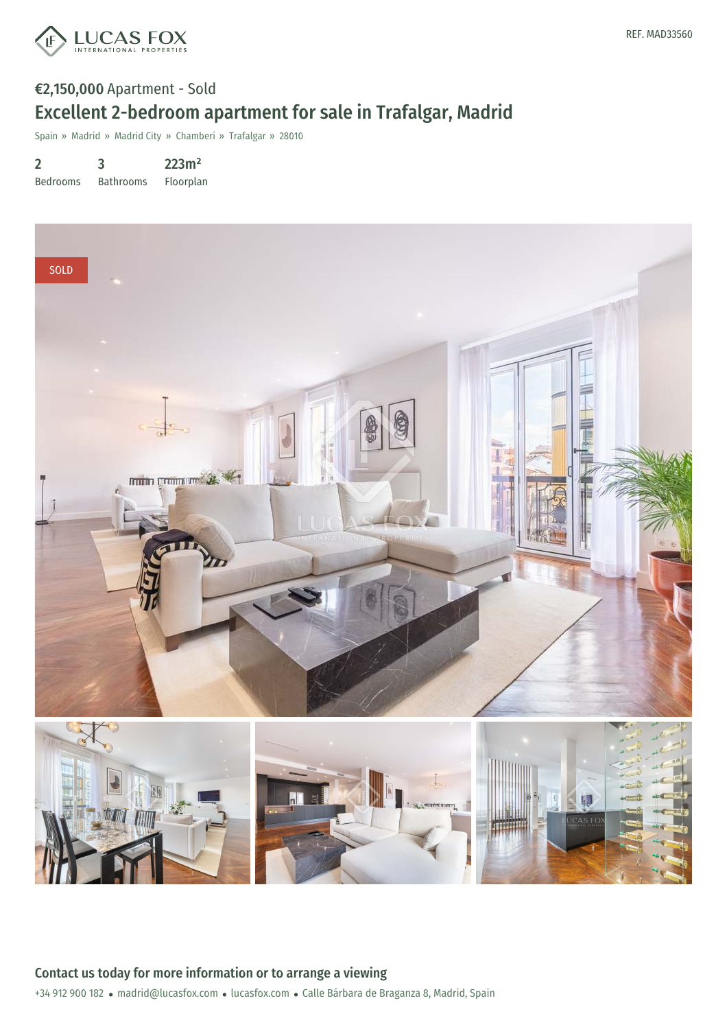REF. MAD33560

€2,150,000 Apartment - Sold

# Excellent 2-bedroom apartment for sale in Trafalgar, Madrid

Spain » Madrid » Madrid City » Chamberí » Trafalgar » 28010

| 2 | 3 | 223m² |
| --- | --- | --- |
| Bedrooms | Bathrooms | Floorplan |

SOLD

## Contact us today for more information or to arrange a viewing

+34 912 900 182 • madrid@lucasfox.com • lucasfox.com • Calle Bárbara de Braganza 8, Madrid, Spain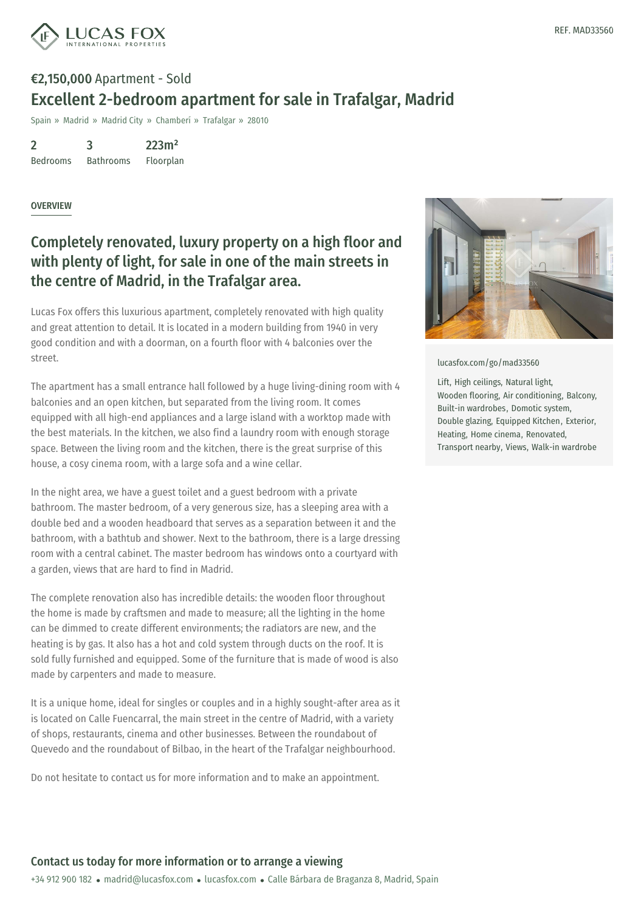REF. MAD33560

**€2,150,000** Apartment - Sold

# Excellent 2-bedroom apartment for sale in Trafalgar, Madrid

Spain » Madrid » Madrid City » Chamberí » Trafalgar » 28010

| 2 | 3 | 223m² |
|---|---|---|
| Bedrooms | Bathrooms | Floorplan |

OVERVIEW

## Completely renovated, luxury property on a high floor and with plenty of light, for sale in one of the main streets in the centre of Madrid, in the Trafalgar area.

Lucas Fox offers this luxurious apartment, completely renovated with high quality and great attention to detail. It is located in a modern building from 1940 in very good condition and with a doorman, on a fourth floor with 4 balconies over the street.

The apartment has a small entrance hall followed by a huge living-dining room with 4 balconies and an open kitchen, but separated from the living room. It comes equipped with all high-end appliances and a large island with a worktop made with the best materials. In the kitchen, we also find a laundry room with enough storage space. Between the living room and the kitchen, there is the great surprise of this house, a cosy cinema room, with a large sofa and a wine cellar.

In the night area, we have a guest toilet and a guest bedroom with a private bathroom. The master bedroom, of a very generous size, has a sleeping area with a double bed and a wooden headboard that serves as a separation between it and the bathroom, with a bathtub and shower. Next to the bathroom, there is a large dressing room with a central cabinet. The master bedroom has windows onto a courtyard with a garden, views that are hard to find in Madrid.

The complete renovation also has incredible details: the wooden floor throughout the home is made by craftsmen and made to measure; all the lighting in the home can be dimmed to create different environments; the radiators are new, and the heating is by gas. It also has a hot and cold system through ducts on the roof. It is sold fully furnished and equipped. Some of the furniture that is made of wood is also made by carpenters and made to measure.

It is a unique home, ideal for singles or couples and in a highly sought-after area as it is located on Calle Fuencarral, the main street in the centre of Madrid, with a variety of shops, restaurants, cinema and other businesses. Between the roundabout of Quevedo and the roundabout of Bilbao, in the heart of the Trafalgar neighbourhood.

Do not hesitate to contact us for more information and to make an appointment.

lucasfox.com/go/mad33560

Lift, High ceilings, Natural light, Wooden flooring, Air conditioning, Balcony, Built-in wardrobes, Domotic system, Double glazing, Equipped Kitchen, Exterior, Heating, Home cinema, Renovated, Transport nearby, Views, Walk-in wardrobe

## Contact us today for more information or to arrange a viewing

+34 912 900 182 • madrid@lucasfox.com • lucasfox.com • Calle Bárbara de Braganza 8, Madrid, Spain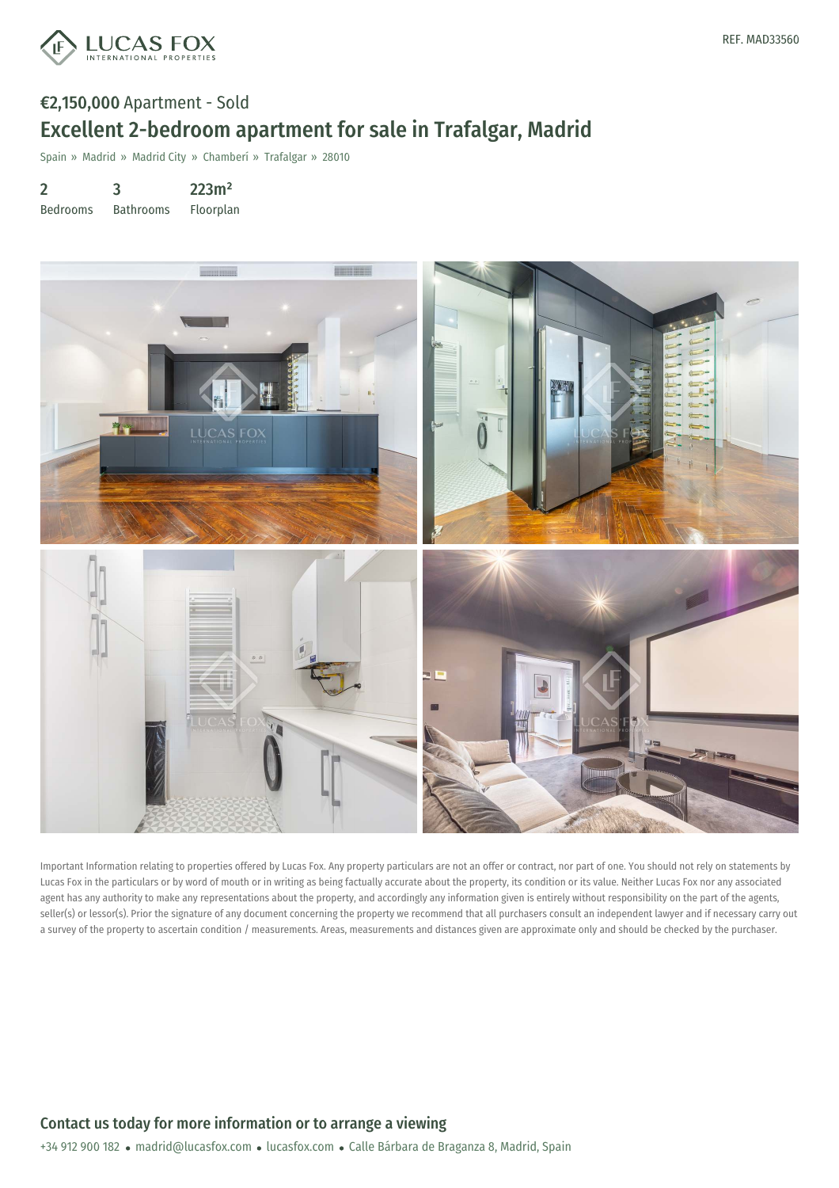REF. MAD33560

€2,150,000 Apartment - Sold

# Excellent 2-bedroom apartment for sale in Trafalgar, Madrid

Spain » Madrid » Madrid City » Chamberí » Trafalgar » 28010

| 2 | 3 | 223m² |
| --- | --- | --- |
| Bedrooms | Bathrooms | Floorplan |

Important Information relating to properties offered by Lucas Fox. Any property particulars are not an offer or contract, nor part of one. You should not rely on statements by Lucas Fox in the particulars or by word of mouth or in writing as being factually accurate about the property, its condition or its value. Neither Lucas Fox nor any associated agent has any authority to make any representations about the property, and accordingly any information given is entirely without responsibility on the part of the agents, seller(s) or lessor(s). Prior the signature of any document concerning the property we recommend that all purchasers consult an independent lawyer and if necessary carry out a survey of the property to ascertain condition / measurements. Areas, measurements and distances given are approximate only and should be checked by the purchaser.

## Contact us today for more information or to arrange a viewing

+34 912 900 182 • madrid@lucasfox.com • lucasfox.com • Calle Bárbara de Braganza 8, Madrid, Spain